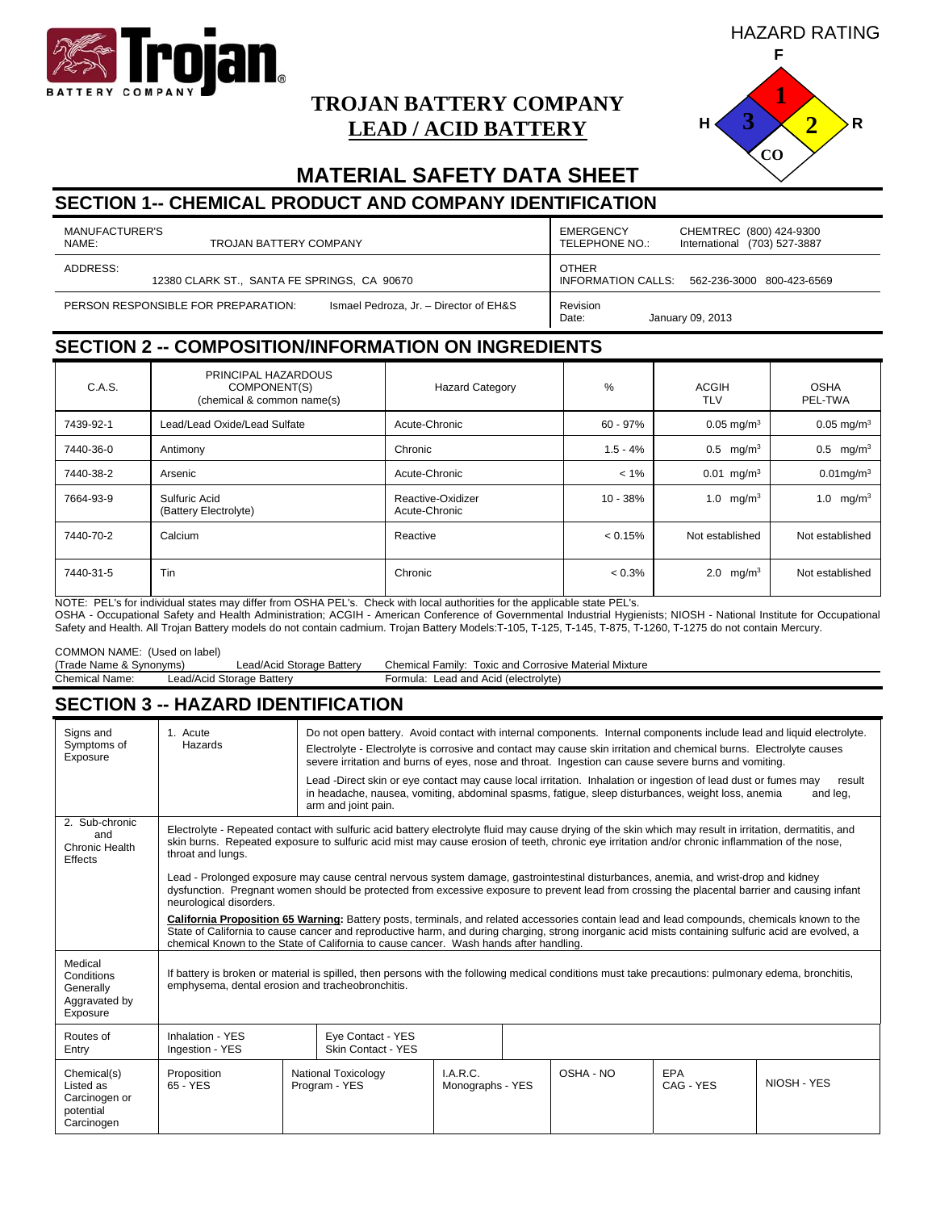HAZARD RATING

F: 1 | H: 3 | R: 2 | CO

# TROJAN BATTERY COMPANY

## LEAD / ACID BATTERY

# MATERIAL SAFETY DATA SHEET

## SECTION 1-- CHEMICAL PRODUCT AND COMPANY IDENTIFICATION

| | |
|---|---|
| MANUFACTURER'S NAME: TROJAN BATTERY COMPANY | EMERGENCY TELEPHONE NO.: CHEMTREC (800) 424-9300 International (703) 527-3887 |
| ADDRESS: 12380 CLARK ST., SANTA FE SPRINGS, CA 90670 | OTHER INFORMATION CALLS: 562-236-3000 800-423-6569 |
| PERSON RESPONSIBLE FOR PREPARATION: Ismael Pedroza, Jr. – Director of EH&S | Revision Date: January 09, 2013 |

## SECTION 2 -- COMPOSITION/INFORMATION ON INGREDIENTS

| C.A.S. | PRINCIPAL HAZARDOUS COMPONENT(S) (chemical & common name(s) | Hazard Category | % | ACGIH TLV | OSHA PEL-TWA |
|---|---|---|---|---|---|
| 7439-92-1 | Lead/Lead Oxide/Lead Sulfate | Acute-Chronic | 60 - 97% | 0.05 mg/m$^3$ | 0.05 mg/m$^3$ |
| 7440-36-0 | Antimony | Chronic | 1.5 - 4% | 0.5 mg/m$^3$ | 0.5 mg/m$^3$ |
| 7440-38-2 | Arsenic | Acute-Chronic | < 1% | 0.01 mg/m$^3$ | 0.01mg/m$^3$ |
| 7664-93-9 | Sulfuric Acid (Battery Electrolyte) | Reactive-Oxidizer Acute-Chronic | 10 - 38% | 1.0 mg/m$^3$ | 1.0 mg/m$^3$ |
| 7440-70-2 | Calcium | Reactive | < 0.15% | Not established | Not established |
| 7440-31-5 | Tin | Chronic | < 0.3% | 2.0 mg/m$^3$ | Not established |

NOTE: PEL's for individual states may differ from OSHA PEL's. Check with local authorities for the applicable state PEL's.
OSHA - Occupational Safety and Health Administration; ACGIH - American Conference of Governmental Industrial Hygienists; NIOSH - National Institute for Occupational Safety and Health. All Trojan Battery models do not contain cadmium. Trojan Battery Models:T-105, T-125, T-145, T-875, T-1260, T-1275 do not contain Mercury.

COMMON NAME: (Used on label)
(Trade Name & Synonyms) Lead/Acid Storage Battery — Chemical Family: Toxic and Corrosive Material Mixture
Chemical Name: Lead/Acid Storage Battery — Formula: Lead and Acid (electrolyte)

## SECTION 3 -- HAZARD IDENTIFICATION

| | | |
|---|---|---|
| Signs and Symptoms of Exposure | 1. Acute Hazards | Do not open battery. Avoid contact with internal components. Internal components include lead and liquid electrolyte. Electrolyte - Electrolyte is corrosive and contact may cause skin irritation and chemical burns. Electrolyte causes severe irritation and burns of eyes, nose and throat. Ingestion can cause severe burns and vomiting.<br>Lead -Direct skin or eye contact may cause local irritation. Inhalation or ingestion of lead dust or fumes may result in headache, nausea, vomiting, abdominal spasms, fatigue, sleep disturbances, weight loss, anemia and leg, arm and joint pain. |
| 2. Sub-chronic and Chronic Health Effects | | Electrolyte - Repeated contact with sulfuric acid battery electrolyte fluid may cause drying of the skin which may result in irritation, dermatitis, and skin burns. Repeated exposure to sulfuric acid mist may cause erosion of teeth, chronic eye irritation and/or chronic inflammation of the nose, throat and lungs.<br>Lead - Prolonged exposure may cause central nervous system damage, gastrointestinal disturbances, anemia, and wrist-drop and kidney dysfunction. Pregnant women should be protected from excessive exposure to prevent lead from crossing the placental barrier and causing infant neurological disorders.<br>**California Proposition 65 Warning:** Battery posts, terminals, and related accessories contain lead and lead compounds, chemicals known to the State of California to cause cancer and reproductive harm, and during charging, strong inorganic acid mists containing sulfuric acid are evolved, a chemical Known to the State of California to cause cancer. Wash hands after handling. |
| Medical Conditions Generally Aggravated by Exposure | | If battery is broken or material is spilled, then persons with the following medical conditions must take precautions: pulmonary edema, bronchitis, emphysema, dental erosion and tracheobronchitis. |

| Routes of Entry | Inhalation - YES<br>Ingestion - YES | Eye Contact - YES<br>Skin Contact - YES | | | | |
|---|---|---|---|---|---|---|
| Chemical(s) Listed as Carcinogen or potential Carcinogen | Proposition 65 - YES | National Toxicology Program - YES | I.A.R.C. Monographs - YES | OSHA - NO | EPA CAG - YES | NIOSH - YES |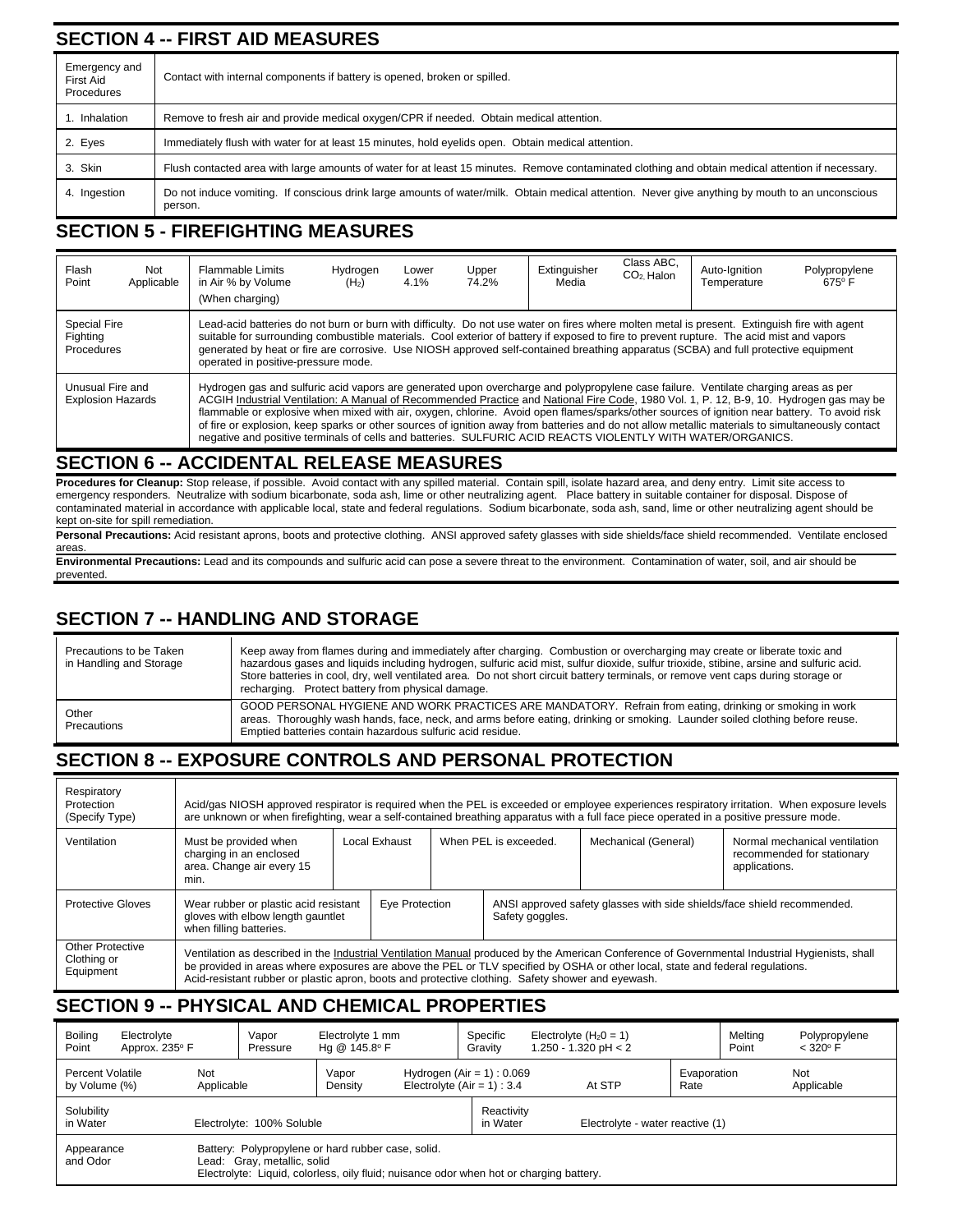## SECTION 4 -- FIRST AID MEASURES

| | |
|---|---|
| Emergency and First Aid Procedures | Contact with internal components if battery is opened, broken or spilled. |
| 1. Inhalation | Remove to fresh air and provide medical oxygen/CPR if needed. Obtain medical attention. |
| 2. Eyes | Immediately flush with water for at least 15 minutes, hold eyelids open. Obtain medical attention. |
| 3. Skin | Flush contacted area with large amounts of water for at least 15 minutes. Remove contaminated clothing and obtain medical attention if necessary. |
| 4. Ingestion | Do not induce vomiting. If conscious drink large amounts of water/milk. Obtain medical attention. Never give anything by mouth to an unconscious person. |

## SECTION 5 - FIREFIGHTING MEASURES

| Flash Point | Not Applicable | Flammable Limits in Air % by Volume (When charging) | Hydrogen ($H_2$) | Lower 4.1% | Upper 74.2% | Extinguisher Media | Class ABC, $CO_2$, Halon | Auto-Ignition Temperature | Polypropylene 675° F |
|---|---|---|---|---|---|---|---|---|---|
| Special Fire Fighting Procedures | Lead-acid batteries do not burn or burn with difficulty. Do not use water on fires where molten metal is present. Extinguish fire with agent suitable for surrounding combustible materials. Cool exterior of battery if exposed to fire to prevent rupture. The acid mist and vapors generated by heat or fire are corrosive. Use NIOSH approved self-contained breathing apparatus (SCBA) and full protective equipment operated in positive-pressure mode. | | | | | | | | |
| Unusual Fire and Explosion Hazards | Hydrogen gas and sulfuric acid vapors are generated upon overcharge and polypropylene case failure. Ventilate charging areas as per ACGIH Industrial Ventilation: A Manual of Recommended Practice and National Fire Code, 1980 Vol. 1, P. 12, B-9, 10. Hydrogen gas may be flammable or explosive when mixed with air, oxygen, chlorine. Avoid open flames/sparks/other sources of ignition near battery. To avoid risk of fire or explosion, keep sparks or other sources of ignition away from batteries and do not allow metallic materials to simultaneously contact negative and positive terminals of cells and batteries. SULFURIC ACID REACTS VIOLENTLY WITH WATER/ORGANICS. | | | | | | | | |

## SECTION 6 -- ACCIDENTAL RELEASE MEASURES

**Procedures for Cleanup:** Stop release, if possible. Avoid contact with any spilled material. Contain spill, isolate hazard area, and deny entry. Limit site access to emergency responders. Neutralize with sodium bicarbonate, soda ash, lime or other neutralizing agent. Place battery in suitable container for disposal. Dispose of contaminated material in accordance with applicable local, state and federal regulations. Sodium bicarbonate, soda ash, sand, lime or other neutralizing agent should be kept on-site for spill remediation.

**Personal Precautions:** Acid resistant aprons, boots and protective clothing. ANSI approved safety glasses with side shields/face shield recommended. Ventilate enclosed areas.

**Environmental Precautions:** Lead and its compounds and sulfuric acid can pose a severe threat to the environment. Contamination of water, soil, and air should be prevented.

## SECTION 7 -- HANDLING AND STORAGE

| | |
|---|---|
| Precautions to be Taken in Handling and Storage | Keep away from flames during and immediately after charging. Combustion or overcharging may create or liberate toxic and hazardous gases and liquids including hydrogen, sulfuric acid mist, sulfur dioxide, sulfur trioxide, stibine, arsine and sulfuric acid. Store batteries in cool, dry, well ventilated area. Do not short circuit battery terminals, or remove vent caps during storage or recharging. Protect battery from physical damage. |
| Other Precautions | GOOD PERSONAL HYGIENE AND WORK PRACTICES ARE MANDATORY. Refrain from eating, drinking or smoking in work areas. Thoroughly wash hands, face, neck, and arms before eating, drinking or smoking. Launder soiled clothing before reuse. Emptied batteries contain hazardous sulfuric acid residue. |

## SECTION 8 -- EXPOSURE CONTROLS AND PERSONAL PROTECTION

| | | | | | |
|---|---|---|---|---|---|
| Respiratory Protection (Specify Type) | Acid/gas NIOSH approved respirator is required when the PEL is exceeded or employee experiences respiratory irritation. When exposure levels are unknown or when firefighting, wear a self-contained breathing apparatus with a full face piece operated in a positive pressure mode. | | | | |
| Ventilation | Must be provided when charging in an enclosed area. Change air every 15 min. | Local Exhaust | When PEL is exceeded. | Mechanical (General) | Normal mechanical ventilation recommended for stationary applications. |
| Protective Gloves | Wear rubber or plastic acid resistant gloves with elbow length gauntlet when filling batteries. | Eye Protection | ANSI approved safety glasses with side shields/face shield recommended. Safety goggles. | | |
| Other Protective Clothing or Equipment | Ventilation as described in the Industrial Ventilation Manual produced by the American Conference of Governmental Industrial Hygienists, shall be provided in areas where exposures are above the PEL or TLV specified by OSHA or other local, state and federal regulations. Acid-resistant rubber or plastic apron, boots and protective clothing. Safety shower and eyewash. | | | | |

## SECTION 9 -- PHYSICAL AND CHEMICAL PROPERTIES

| | | | | | | | |
|---|---|---|---|---|---|---|---|
| Boiling Point | Electrolyte Approx. 235° F | Vapor Pressure | Electrolyte 1 mm Hg @ 145.8° F | Specific Gravity | Electrolyte ($H_2O$ = 1) 1.250 - 1.320 pH < 2 | Melting Point | Polypropylene < 320° F |
| Percent Volatile by Volume (%) | Not Applicable | Vapor Density | Hydrogen (Air = 1) : 0.069 Electrolyte (Air = 1) : 3.4 | At STP | | Evaporation Rate | Not Applicable |
| Solubility in Water | Electrolyte: 100% Soluble | | | Reactivity in Water | Electrolyte - water reactive (1) | | |
| Appearance and Odor | Battery: Polypropylene or hard rubber case, solid. Lead: Gray, metallic, solid Electrolyte: Liquid, colorless, oily fluid; nuisance odor when hot or charging battery. | | | | | | |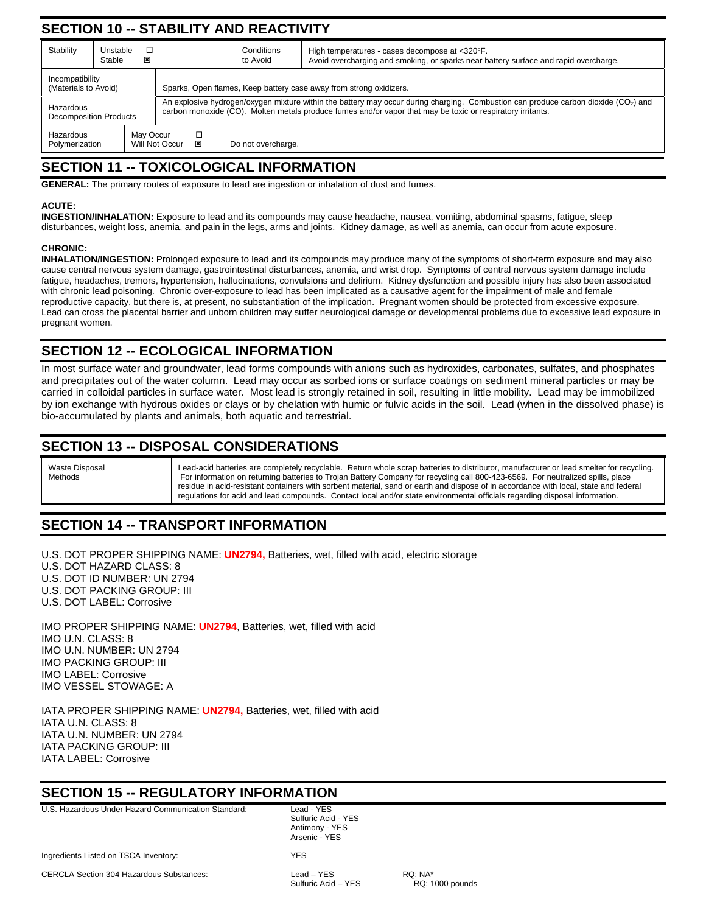## SECTION 10 -- STABILITY AND REACTIVITY

| Stability | Unstable ☐ Stable ☒ | Conditions to Avoid | High temperatures - cases decompose at <320°F. Avoid overcharging and smoking, or sparks near battery surface and rapid overcharge. |
|---|---|---|---|
| Incompatibility (Materials to Avoid) | Sparks, Open flames, Keep battery case away from strong oxidizers. | | |
| Hazardous Decomposition Products | An explosive hydrogen/oxygen mixture within the battery may occur during charging. Combustion can produce carbon dioxide ($CO_2$) and carbon monoxide (CO). Molten metals produce fumes and/or vapor that may be toxic or respiratory irritants. | | |
| Hazardous Polymerization | May Occur ☐ Will Not Occur ☒ | Do not overcharge. | |

## SECTION 11 -- TOXICOLOGICAL INFORMATION

**GENERAL:** The primary routes of exposure to lead are ingestion or inhalation of dust and fumes.

**ACUTE:**
**INGESTION/INHALATION:** Exposure to lead and its compounds may cause headache, nausea, vomiting, abdominal spasms, fatigue, sleep disturbances, weight loss, anemia, and pain in the legs, arms and joints. Kidney damage, as well as anemia, can occur from acute exposure.

**CHRONIC:**
**INHALATION/INGESTION:** Prolonged exposure to lead and its compounds may produce many of the symptoms of short-term exposure and may also cause central nervous system damage, gastrointestinal disturbances, anemia, and wrist drop. Symptoms of central nervous system damage include fatigue, headaches, tremors, hypertension, hallucinations, convulsions and delirium. Kidney dysfunction and possible injury has also been associated with chronic lead poisoning. Chronic over-exposure to lead has been implicated as a causative agent for the impairment of male and female reproductive capacity, but there is, at present, no substantiation of the implication. Pregnant women should be protected from excessive exposure. Lead can cross the placental barrier and unborn children may suffer neurological damage or developmental problems due to excessive lead exposure in pregnant women.

## SECTION 12 -- ECOLOGICAL INFORMATION

In most surface water and groundwater, lead forms compounds with anions such as hydroxides, carbonates, sulfates, and phosphates and precipitates out of the water column. Lead may occur as sorbed ions or surface coatings on sediment mineral particles or may be carried in colloidal particles in surface water. Most lead is strongly retained in soil, resulting in little mobility. Lead may be immobilized by ion exchange with hydrous oxides or clays or by chelation with humic or fulvic acids in the soil. Lead (when in the dissolved phase) is bio-accumulated by plants and animals, both aquatic and terrestrial.

## SECTION 13 -- DISPOSAL CONSIDERATIONS

| Waste Disposal Methods | Lead-acid batteries are completely recyclable. Return whole scrap batteries to distributor, manufacturer or lead smelter for recycling. For information on returning batteries to Trojan Battery Company for recycling call 800-423-6569. For neutralized spills, place residue in acid-resistant containers with sorbent material, sand or earth and dispose of in accordance with local, state and federal regulations for acid and lead compounds. Contact local and/or state environmental officials regarding disposal information. |
|---|---|

## SECTION 14 -- TRANSPORT INFORMATION

U.S. DOT PROPER SHIPPING NAME: **UN2794,** Batteries, wet, filled with acid, electric storage
U.S. DOT HAZARD CLASS: 8
U.S. DOT ID NUMBER: UN 2794
U.S. DOT PACKING GROUP: III
U.S. DOT LABEL: Corrosive

IMO PROPER SHIPPING NAME: **UN2794**, Batteries, wet, filled with acid
IMO U.N. CLASS: 8
IMO U.N. NUMBER: UN 2794
IMO PACKING GROUP: III
IMO LABEL: Corrosive
IMO VESSEL STOWAGE: A

IATA PROPER SHIPPING NAME: **UN2794,** Batteries, wet, filled with acid
IATA U.N. CLASS: 8
IATA U.N. NUMBER: UN 2794
IATA PACKING GROUP: III
IATA LABEL: Corrosive

## SECTION 15 -- REGULATORY INFORMATION

| | | |
|---|---|---|
| U.S. Hazardous Under Hazard Communication Standard: | Lead - YES<br>Sulfuric Acid - YES<br>Antimony - YES<br>Arsenic - YES | |
| Ingredients Listed on TSCA Inventory: | YES | |
| CERCLA Section 304 Hazardous Substances: | Lead – YES<br>Sulfuric Acid – YES | RQ: NA*<br>RQ: 1000 pounds |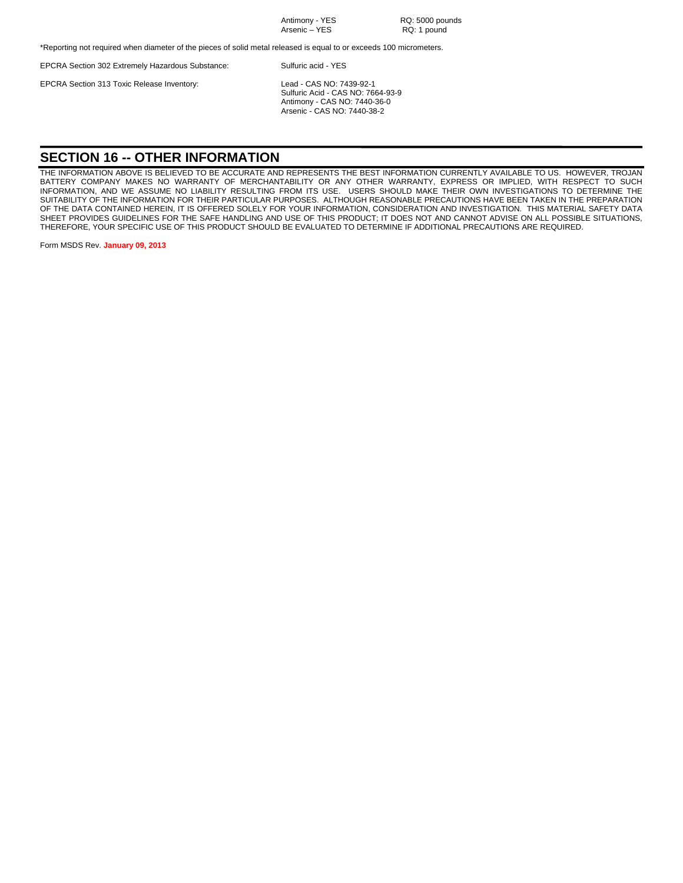| | | |
|---|---|---|
| | Antimony - YES | RQ: 5000 pounds |
| | Arsenic – YES | RQ: 1 pound |

*Reporting not required when diameter of the pieces of solid metal released is equal to or exceeds 100 micrometers.

| | |
|---|---|
| EPCRA Section 302 Extremely Hazardous Substance: | Sulfuric acid - YES |
| EPCRA Section 313 Toxic Release Inventory: | Lead - CAS NO: 7439-92-1<br>Sulfuric Acid - CAS NO: 7664-93-9<br>Antimony - CAS NO: 7440-36-0<br>Arsenic - CAS NO: 7440-38-2 |

## SECTION 16 -- OTHER INFORMATION

THE INFORMATION ABOVE IS BELIEVED TO BE ACCURATE AND REPRESENTS THE BEST INFORMATION CURRENTLY AVAILABLE TO US. HOWEVER, TROJAN BATTERY COMPANY MAKES NO WARRANTY OF MERCHANTABILITY OR ANY OTHER WARRANTY, EXPRESS OR IMPLIED, WITH RESPECT TO SUCH INFORMATION, AND WE ASSUME NO LIABILITY RESULTING FROM ITS USE. USERS SHOULD MAKE THEIR OWN INVESTIGATIONS TO DETERMINE THE SUITABILITY OF THE INFORMATION FOR THEIR PARTICULAR PURPOSES. ALTHOUGH REASONABLE PRECAUTIONS HAVE BEEN TAKEN IN THE PREPARATION OF THE DATA CONTAINED HEREIN, IT IS OFFERED SOLELY FOR YOUR INFORMATION, CONSIDERATION AND INVESTIGATION. THIS MATERIAL SAFETY DATA SHEET PROVIDES GUIDELINES FOR THE SAFE HANDLING AND USE OF THIS PRODUCT; IT DOES NOT AND CANNOT ADVISE ON ALL POSSIBLE SITUATIONS, THEREFORE, YOUR SPECIFIC USE OF THIS PRODUCT SHOULD BE EVALUATED TO DETERMINE IF ADDITIONAL PRECAUTIONS ARE REQUIRED.

Form MSDS Rev. **January 09, 2013**